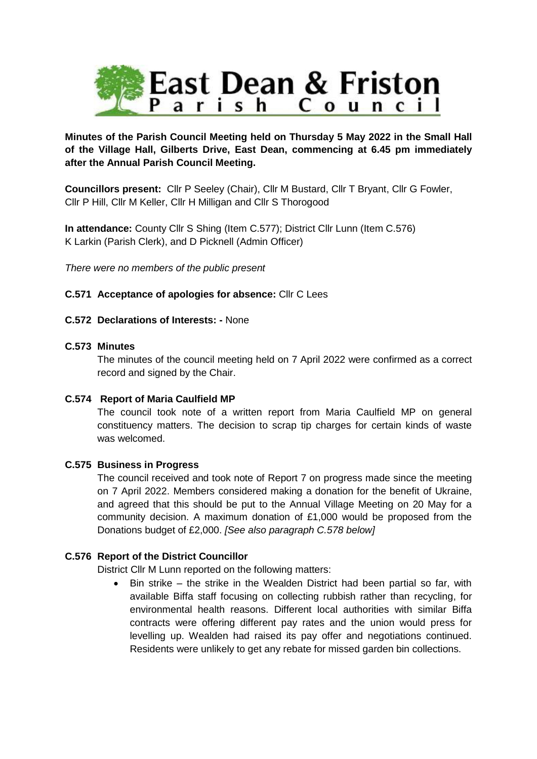# East Dean & Friston Parish Council

**Minutes of the Parish Council Meeting held on Thursday 5 May 2022 in the Small Hall of the Village Hall, Gilberts Drive, East Dean, commencing at 6.45 pm immediately after the Annual Parish Council Meeting.**

**Councillors present:** Cllr P Seeley (Chair), Cllr M Bustard, Cllr T Bryant, Cllr G Fowler, Cllr P Hill, Cllr M Keller, Cllr H Milligan and Cllr S Thorogood

**In attendance:** County Cllr S Shing (Item C.577); District Cllr Lunn (Item C.576) K Larkin (Parish Clerk), and D Picknell (Admin Officer)

*There were no members of the public present*

**C.571 Acceptance of apologies for absence:** Cllr C Lees

**C.572 Declarations of Interests: -** None

**C.573 Minutes**

The minutes of the council meeting held on 7 April 2022 were confirmed as a correct record and signed by the Chair.

**C.574 Report of Maria Caulfield MP**

The council took note of a written report from Maria Caulfield MP on general constituency matters. The decision to scrap tip charges for certain kinds of waste was welcomed.

**C.575 Business in Progress**

The council received and took note of Report 7 on progress made since the meeting on 7 April 2022. Members considered making a donation for the benefit of Ukraine, and agreed that this should be put to the Annual Village Meeting on 20 May for a community decision. A maximum donation of £1,000 would be proposed from the Donations budget of £2,000. *[See also paragraph C.578 below]*

**C.576 Report of the District Councillor**

District Cllr M Lunn reported on the following matters:

- Bin strike – the strike in the Wealden District had been partial so far, with available Biffa staff focusing on collecting rubbish rather than recycling, for environmental health reasons. Different local authorities with similar Biffa contracts were offering different pay rates and the union would press for levelling up. Wealden had raised its pay offer and negotiations continued. Residents were unlikely to get any rebate for missed garden bin collections.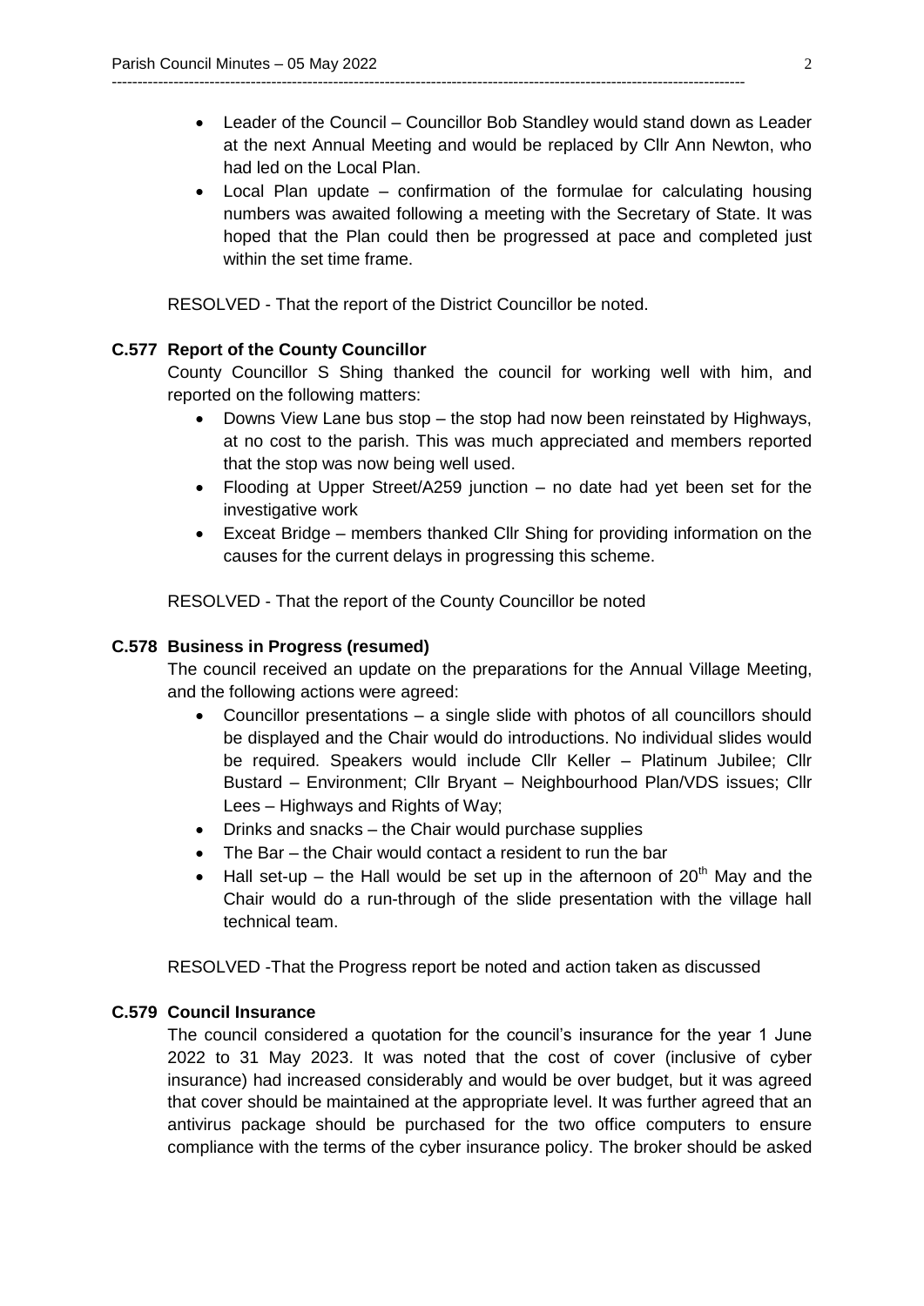- Leader of the Council – Councillor Bob Standley would stand down as Leader at the next Annual Meeting and would be replaced by Cllr Ann Newton, who had led on the Local Plan.
- Local Plan update – confirmation of the formulae for calculating housing numbers was awaited following a meeting with the Secretary of State. It was hoped that the Plan could then be progressed at pace and completed just within the set time frame.

RESOLVED - That the report of the District Councillor be noted.

### C.577 Report of the County Councillor

County Councillor S Shing thanked the council for working well with him, and reported on the following matters:

- Downs View Lane bus stop – the stop had now been reinstated by Highways, at no cost to the parish. This was much appreciated and members reported that the stop was now being well used.
- Flooding at Upper Street/A259 junction – no date had yet been set for the investigative work
- Exceat Bridge – members thanked Cllr Shing for providing information on the causes for the current delays in progressing this scheme.

RESOLVED - That the report of the County Councillor be noted

### C.578 Business in Progress (resumed)

The council received an update on the preparations for the Annual Village Meeting, and the following actions were agreed:

- Councillor presentations – a single slide with photos of all councillors should be displayed and the Chair would do introductions. No individual slides would be required. Speakers would include Cllr Keller – Platinum Jubilee; Cllr Bustard – Environment; Cllr Bryant – Neighbourhood Plan/VDS issues; Cllr Lees – Highways and Rights of Way;
- Drinks and snacks – the Chair would purchase supplies
- The Bar – the Chair would contact a resident to run the bar
- Hall set-up – the Hall would be set up in the afternoon of 20th May and the Chair would do a run-through of the slide presentation with the village hall technical team.

RESOLVED -That the Progress report be noted and action taken as discussed

### C.579 Council Insurance

The council considered a quotation for the council's insurance for the year 1 June 2022 to 31 May 2023. It was noted that the cost of cover (inclusive of cyber insurance) had increased considerably and would be over budget, but it was agreed that cover should be maintained at the appropriate level. It was further agreed that an antivirus package should be purchased for the two office computers to ensure compliance with the terms of the cyber insurance policy. The broker should be asked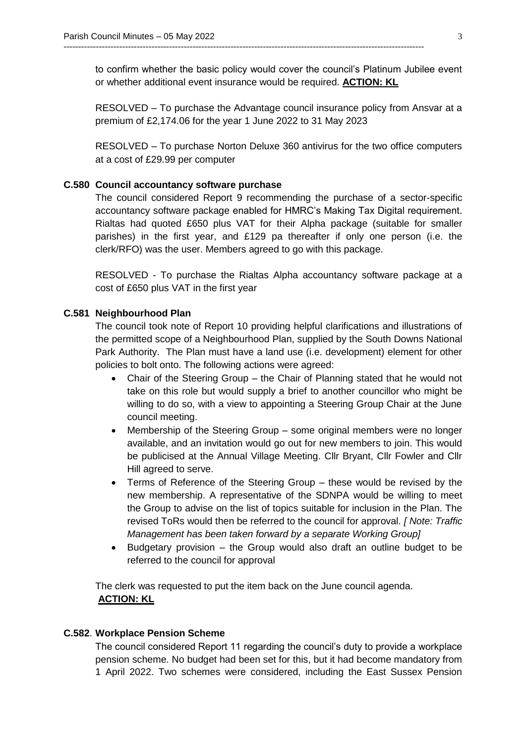to confirm whether the basic policy would cover the council's Platinum Jubilee event or whether additional event insurance would be required. **ACTION: KL**

RESOLVED – To purchase the Advantage council insurance policy from Ansvar at a premium of £2,174.06 for the year 1 June 2022 to 31 May 2023

RESOLVED – To purchase Norton Deluxe 360 antivirus for the two office computers at a cost of £29.99 per computer

### C.580 Council accountancy software purchase

The council considered Report 9 recommending the purchase of a sector-specific accountancy software package enabled for HMRC's Making Tax Digital requirement. Rialtas had quoted £650 plus VAT for their Alpha package (suitable for smaller parishes) in the first year, and £129 pa thereafter if only one person (i.e. the clerk/RFO) was the user. Members agreed to go with this package.

RESOLVED - To purchase the Rialtas Alpha accountancy software package at a cost of £650 plus VAT in the first year

### C.581 Neighbourhood Plan

The council took note of Report 10 providing helpful clarifications and illustrations of the permitted scope of a Neighbourhood Plan, supplied by the South Downs National Park Authority. The Plan must have a land use (i.e. development) element for other policies to bolt onto. The following actions were agreed:

- Chair of the Steering Group – the Chair of Planning stated that he would not take on this role but would supply a brief to another councillor who might be willing to do so, with a view to appointing a Steering Group Chair at the June council meeting.
- Membership of the Steering Group – some original members were no longer available, and an invitation would go out for new members to join. This would be publicised at the Annual Village Meeting. Cllr Bryant, Cllr Fowler and Cllr Hill agreed to serve.
- Terms of Reference of the Steering Group – these would be revised by the new membership. A representative of the SDNPA would be willing to meet the Group to advise on the list of topics suitable for inclusion in the Plan. The revised ToRs would then be referred to the council for approval. *[ Note: Traffic Management has been taken forward by a separate Working Group]*
- Budgetary provision – the Group would also draft an outline budget to be referred to the council for approval

The clerk was requested to put the item back on the June council agenda.
**ACTION: KL**

### C.582. Workplace Pension Scheme

The council considered Report 11 regarding the council's duty to provide a workplace pension scheme. No budget had been set for this, but it had become mandatory from 1 April 2022. Two schemes were considered, including the East Sussex Pension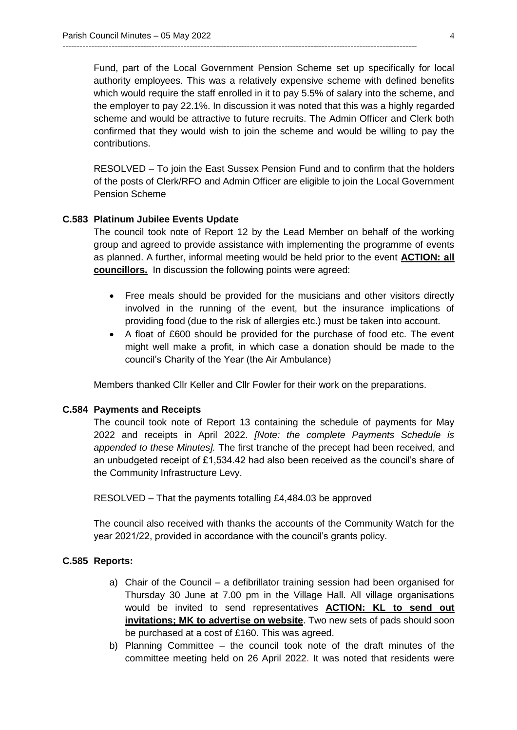Fund, part of the Local Government Pension Scheme set up specifically for local authority employees. This was a relatively expensive scheme with defined benefits which would require the staff enrolled in it to pay 5.5% of salary into the scheme, and the employer to pay 22.1%. In discussion it was noted that this was a highly regarded scheme and would be attractive to future recruits. The Admin Officer and Clerk both confirmed that they would wish to join the scheme and would be willing to pay the contributions.

RESOLVED – To join the East Sussex Pension Fund and to confirm that the holders of the posts of Clerk/RFO and Admin Officer are eligible to join the Local Government Pension Scheme

**C.583 Platinum Jubilee Events Update**

The council took note of Report 12 by the Lead Member on behalf of the working group and agreed to provide assistance with implementing the programme of events as planned. A further, informal meeting would be held prior to the event **ACTION: all councillors.** In discussion the following points were agreed:

- Free meals should be provided for the musicians and other visitors directly involved in the running of the event, but the insurance implications of providing food (due to the risk of allergies etc.) must be taken into account.
- A float of £600 should be provided for the purchase of food etc. The event might well make a profit, in which case a donation should be made to the council's Charity of the Year (the Air Ambulance)

Members thanked Cllr Keller and Cllr Fowler for their work on the preparations.

**C.584 Payments and Receipts**

The council took note of Report 13 containing the schedule of payments for May 2022 and receipts in April 2022. *[Note: the complete Payments Schedule is appended to these Minutes].* The first tranche of the precept had been received, and an unbudgeted receipt of £1,534.42 had also been received as the council's share of the Community Infrastructure Levy.

RESOLVED – That the payments totalling £4,484.03 be approved

The council also received with thanks the accounts of the Community Watch for the year 2021/22, provided in accordance with the council's grants policy.

**C.585 Reports:**

a) Chair of the Council – a defibrillator training session had been organised for Thursday 30 June at 7.00 pm in the Village Hall. All village organisations would be invited to send representatives **ACTION: KL to send out invitations; MK to advertise on website**. Two new sets of pads should soon be purchased at a cost of £160. This was agreed.

b) Planning Committee – the council took note of the draft minutes of the committee meeting held on 26 April 2022. It was noted that residents were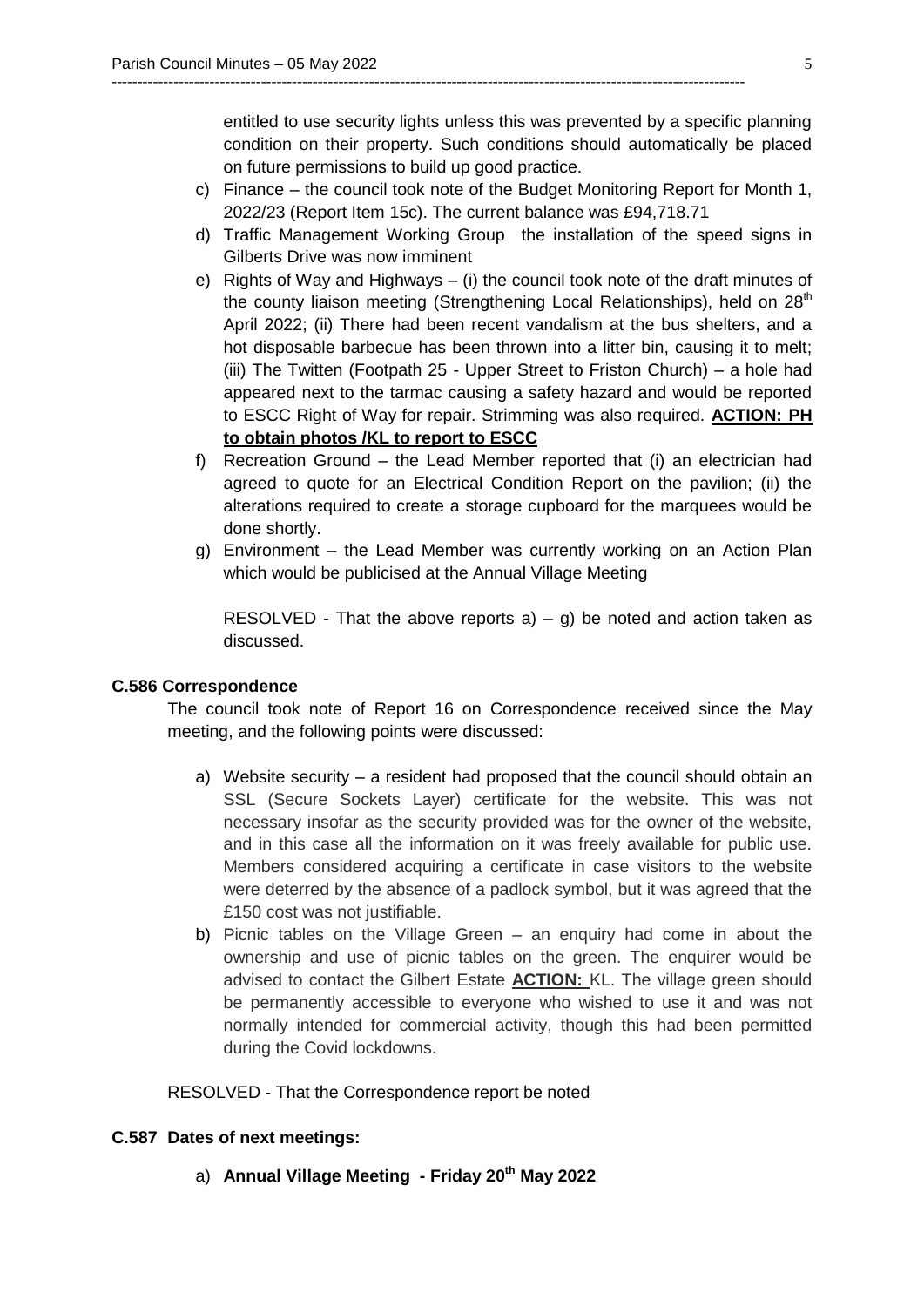entitled to use security lights unless this was prevented by a specific planning condition on their property. Such conditions should automatically be placed on future permissions to build up good practice.

c) Finance – the council took note of the Budget Monitoring Report for Month 1, 2022/23 (Report Item 15c). The current balance was £94,718.71

d) Traffic Management Working Group the installation of the speed signs in Gilberts Drive was now imminent

e) Rights of Way and Highways – (i) the council took note of the draft minutes of the county liaison meeting (Strengthening Local Relationships), held on 28th April 2022; (ii) There had been recent vandalism at the bus shelters, and a hot disposable barbecue has been thrown into a litter bin, causing it to melt; (iii) The Twitten (Footpath 25 - Upper Street to Friston Church) – a hole had appeared next to the tarmac causing a safety hazard and would be reported to ESCC Right of Way for repair. Strimming was also required. **ACTION: PH to obtain photos /KL to report to ESCC**

f) Recreation Ground – the Lead Member reported that (i) an electrician had agreed to quote for an Electrical Condition Report on the pavilion; (ii) the alterations required to create a storage cupboard for the marquees would be done shortly.

g) Environment – the Lead Member was currently working on an Action Plan which would be publicised at the Annual Village Meeting

RESOLVED - That the above reports a) – g) be noted and action taken as discussed.

**C.586 Correspondence**

The council took note of Report 16 on Correspondence received since the May meeting, and the following points were discussed:

a) Website security – a resident had proposed that the council should obtain an SSL (Secure Sockets Layer) certificate for the website. This was not necessary insofar as the security provided was for the owner of the website, and in this case all the information on it was freely available for public use. Members considered acquiring a certificate in case visitors to the website were deterred by the absence of a padlock symbol, but it was agreed that the £150 cost was not justifiable.

b) Picnic tables on the Village Green – an enquiry had come in about the ownership and use of picnic tables on the green. The enquirer would be advised to contact the Gilbert Estate **ACTION:** KL. The village green should be permanently accessible to everyone who wished to use it and was not normally intended for commercial activity, though this had been permitted during the Covid lockdowns.

RESOLVED - That the Correspondence report be noted

**C.587 Dates of next meetings:**

a) **Annual Village Meeting - Friday 20th May 2022**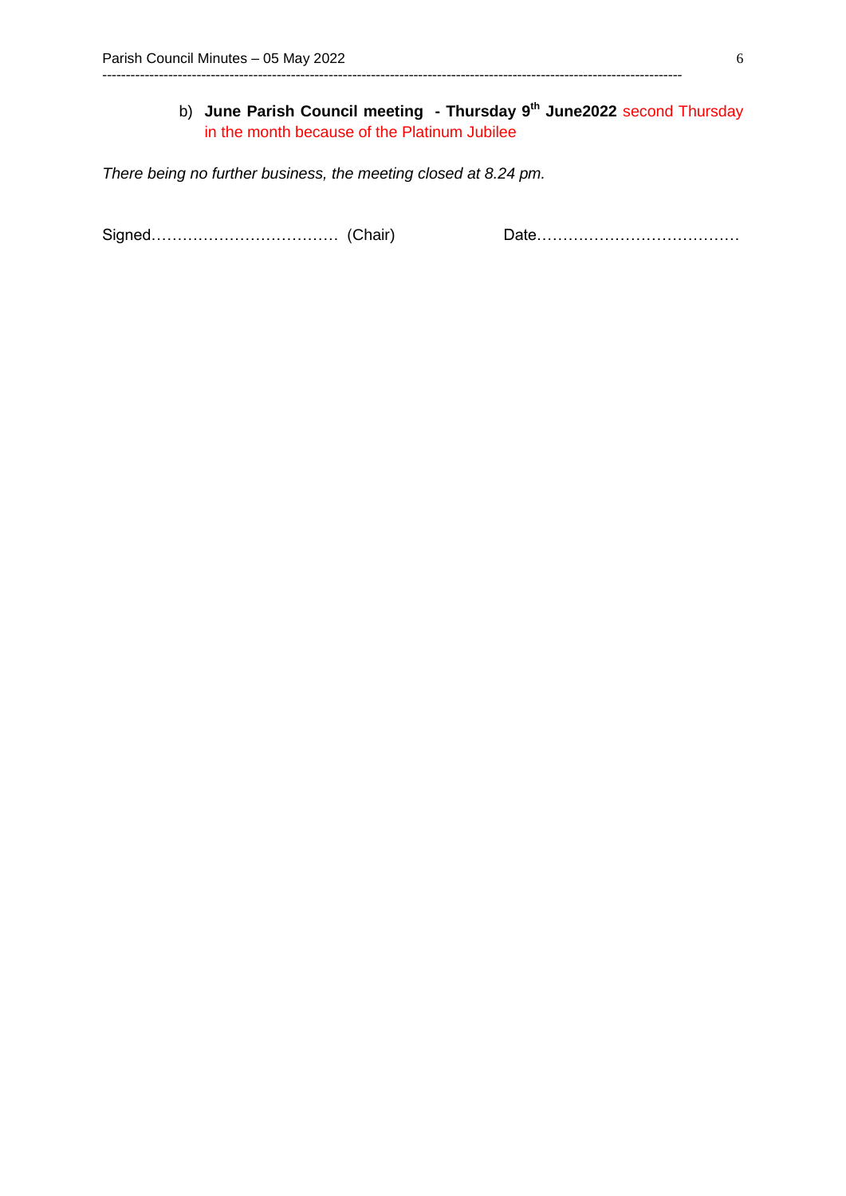b) **June Parish Council meeting - Thursday 9th June2022** second Thursday in the month because of the Platinum Jubilee

*There being no further business, the meeting closed at 8.24 pm.*

Signed……………………………… (Chair) Date…………………………………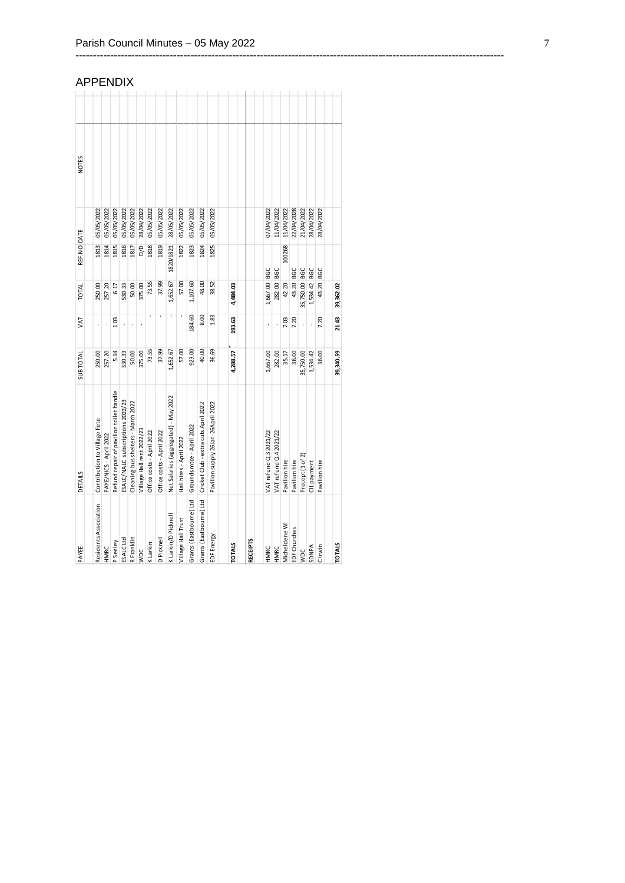## APPENDIX

| PAYEE | DETAILS | SUB TOTAL | VAT | TOTAL | | REF. NO | DATE | NOTES |
|---|---|---|---|---|---|---|---|---|
| Residents Association | Contribution to Village Fete | 250.00 | - | 250.00 | | 1813 | 05/05/2022 | |
| HMRC | PAYE/NICS - April 2022 | 257.20 | - | 257.20 | | 1814 | 05/05/2022 | |
| P Seeley | Refund repair of pavilion toilet handle | 5.14 | 1.03 | 6.17 | | 1815 | 05/05/2022 | |
| ESALC Ltd | ESALC/NALC subscriptions 2022/23 | 530.33 | - | 530.33 | | 1816 | 05/05/2022 | |
| R Franklin | Cleaning bus shelters - March 2022 | 50.00 | - | 50.00 | | 1817 | 05/05/2022 | |
| WDC | Village Hall rent 2022/23 | 375.00 | - | 375.00 | | D/D | 28/04/2022 | |
| K Larkin | Office costs - April 2022 | 73.55 | - | 73.55 | | 1818 | 05/05/2022 | |
| D Picknell | Office costs - April 2022 | 37.99 | - | 37.99 | | 1819 | 05/05/2022 | |
| K Larkin/D Picknell | Net Salaries (aggregated) - May 2022 | 1,652.67 | - | 1,652.67 | | 1820/1821 | 28/05/2022 | |
| Village Hall Trust | Hall hires - April 2022 | 57.00 | - | 57.00 | | 1822 | 05/05/2022 | |
| Grants (Eastbourne) Ltd | Grounds mtce - April 2022 | 923.00 | 184.60 | 1,107.60 | | 1823 | 05/05/2022 | |
| Grants (Eastbourne) Ltd | Cricket Club - extra cuts April 2022 | 40.00 | 8.00 | 48.00 | | 1824 | 05/05/2022 | |
| EDF Energy | Pavilion supply 26Jan-26April 2022 | 36.69 | 1.83 | 38.52 | | 1825 | 05/05/2022 | |
| **TOTALS** | | **4,288.57** | **193.63** | **4,484.03** | | | | |
| **RECEIPTS** | | | | | | | | |
| HMRC | VAT refund Q.3 2021/22 | 1,667.00 | - | 1,667.00 | BGC | | 07/04/2022 | |
| HMRC | VAT refund Q.4 2021/22 | 282.00 | - | 282.00 | BGC | | 11/04/2022 | |
| Micheldene WI | Pavilion hire | 35.17 | 7.03 | 42.20 | | 100268 | 11/04/2022 | |
| EDF Churches | Pavilion hire | 36.00 | 7.20 | 43.20 | BGC | | 22/04/2028 | |
| WDC | Precept (1 of 2) | 35,750.00 | - | 35,750.00 | BGC | | 21/04/2022 | |
| SDNPA | CIL payment | 1,534.42 | - | 1,534.42 | BGC | | 28/04/2022 | |
| C Irwin | Pavilion hire | 36.00 | 7.20 | 43.20 | BGC | | 28/04/2022 | |
| **TOTALS** | | **39,340.59** | **21.43** | **39,362.02** | | | | |